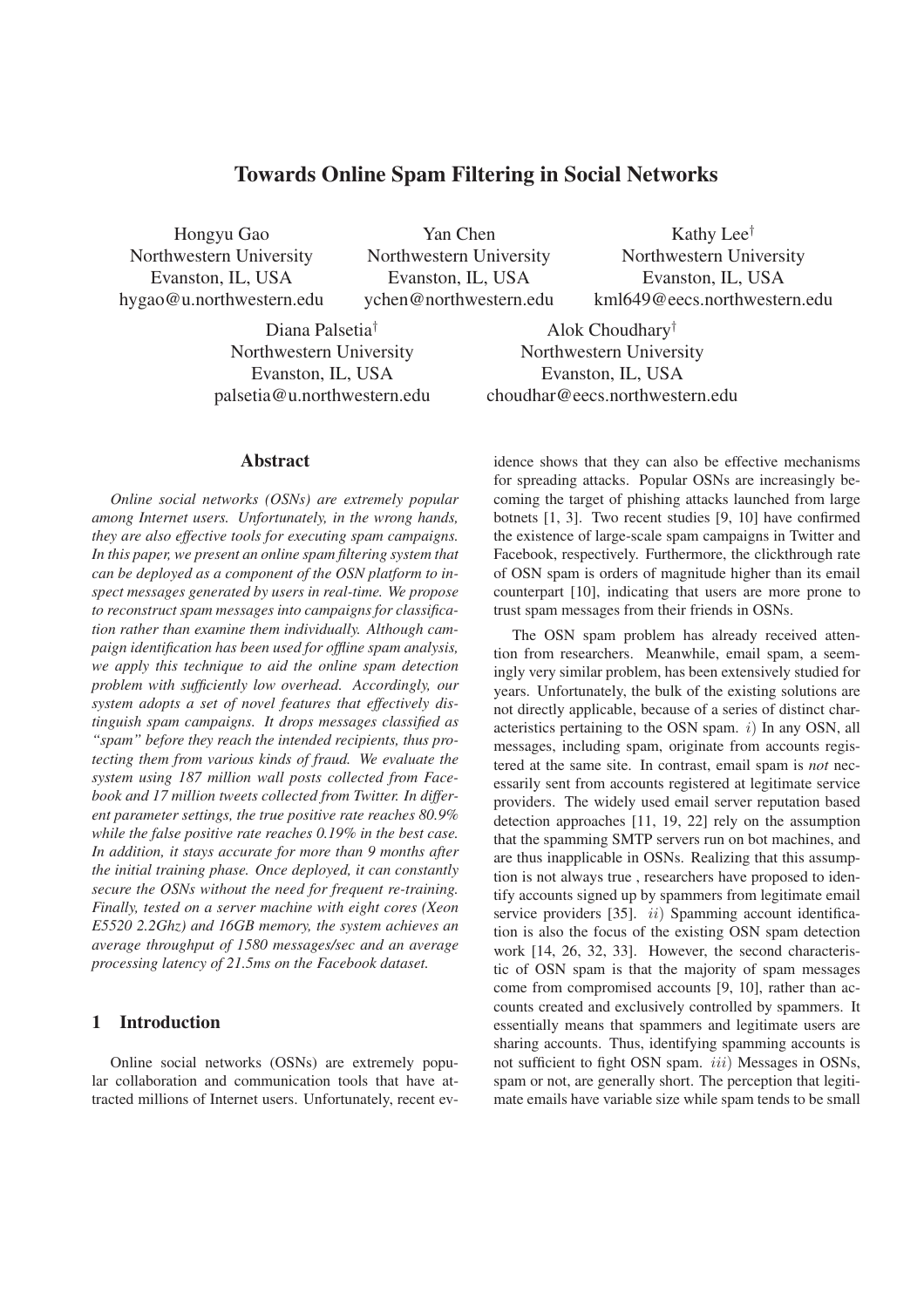# Towards Online Spam Filtering in Social Networks

Hongyu Gao
Northwestern University
Evanston, IL, USA
hygao@u.northwestern.edu

Yan Chen
Northwestern University
Evanston, IL, USA
ychen@northwestern.edu

Kathy Lee†
Northwestern University
Evanston, IL, USA
kml649@eecs.northwestern.edu

Diana Palsetia†
Northwestern University
Evanston, IL, USA
palsetia@u.northwestern.edu

Alok Choudhary†
Northwestern University
Evanston, IL, USA
choudhar@eecs.northwestern.edu

## Abstract

*Online social networks (OSNs) are extremely popular among Internet users. Unfortunately, in the wrong hands, they are also effective tools for executing spam campaigns. In this paper, we present an online spam filtering system that can be deployed as a component of the OSN platform to inspect messages generated by users in real-time. We propose to reconstruct spam messages into campaigns for classification rather than examine them individually. Although campaign identification has been used for offline spam analysis, we apply this technique to aid the online spam detection problem with sufficiently low overhead. Accordingly, our system adopts a set of novel features that effectively distinguish spam campaigns. It drops messages classified as "spam" before they reach the intended recipients, thus protecting them from various kinds of fraud. We evaluate the system using 187 million wall posts collected from Facebook and 17 million tweets collected from Twitter. In different parameter settings, the true positive rate reaches 80.9% while the false positive rate reaches 0.19% in the best case. In addition, it stays accurate for more than 9 months after the initial training phase. Once deployed, it can constantly secure the OSNs without the need for frequent re-training. Finally, tested on a server machine with eight cores (Xeon E5520 2.2Ghz) and 16GB memory, the system achieves an average throughput of 1580 messages/sec and an average processing latency of 21.5ms on the Facebook dataset.*

## 1 Introduction

Online social networks (OSNs) are extremely popular collaboration and communication tools that have attracted millions of Internet users. Unfortunately, recent evidence shows that they can also be effective mechanisms for spreading attacks. Popular OSNs are increasingly becoming the target of phishing attacks launched from large botnets [1, 3]. Two recent studies [9, 10] have confirmed the existence of large-scale spam campaigns in Twitter and Facebook, respectively. Furthermore, the clickthrough rate of OSN spam is orders of magnitude higher than its email counterpart [10], indicating that users are more prone to trust spam messages from their friends in OSNs.

The OSN spam problem has already received attention from researchers. Meanwhile, email spam, a seemingly very similar problem, has been extensively studied for years. Unfortunately, the bulk of the existing solutions are not directly applicable, because of a series of distinct characteristics pertaining to the OSN spam. $i)$ In any OSN, all messages, including spam, originate from accounts registered at the same site. In contrast, email spam is *not* necessarily sent from accounts registered at legitimate service providers. The widely used email server reputation based detection approaches [11, 19, 22] rely on the assumption that the spamming SMTP servers run on bot machines, and are thus inapplicable in OSNs. Realizing that this assumption is not always true , researchers have proposed to identify accounts signed up by spammers from legitimate email service providers [35]. $ii)$ Spamming account identification is also the focus of the existing OSN spam detection work [14, 26, 32, 33]. However, the second characteristic of OSN spam is that the majority of spam messages come from compromised accounts [9, 10], rather than accounts created and exclusively controlled by spammers. It essentially means that spammers and legitimate users are sharing accounts. Thus, identifying spamming accounts is not sufficient to fight OSN spam. $iii)$ Messages in OSNs, spam or not, are generally short. The perception that legitimate emails have variable size while spam tends to be small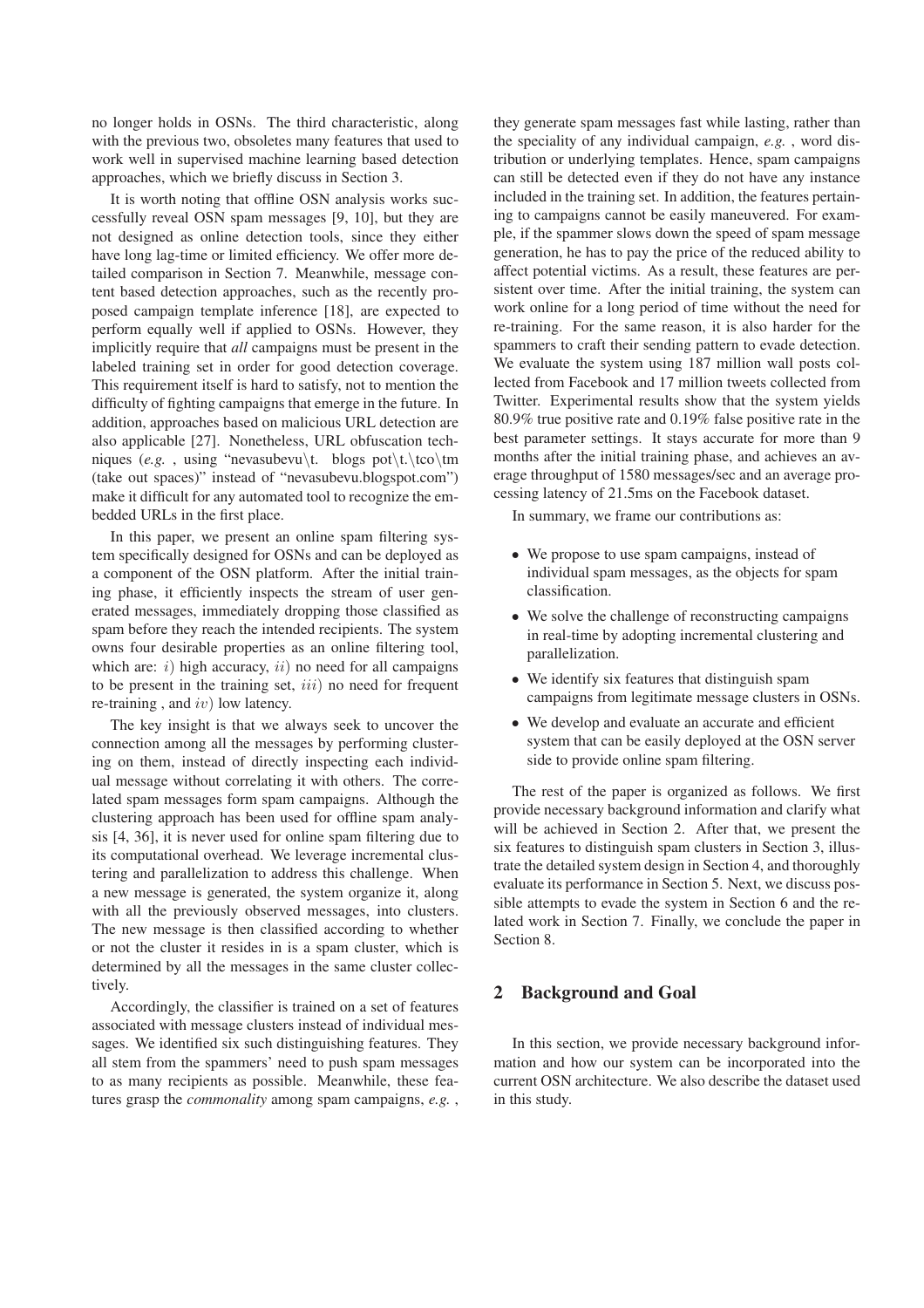no longer holds in OSNs. The third characteristic, along with the previous two, obsoletes many features that used to work well in supervised machine learning based detection approaches, which we briefly discuss in Section 3.

It is worth noting that offline OSN analysis works successfully reveal OSN spam messages [9, 10], but they are not designed as online detection tools, since they either have long lag-time or limited efficiency. We offer more detailed comparison in Section 7. Meanwhile, message content based detection approaches, such as the recently proposed campaign template inference [18], are expected to perform equally well if applied to OSNs. However, they implicitly require that *all* campaigns must be present in the labeled training set in order for good detection coverage. This requirement itself is hard to satisfy, not to mention the difficulty of fighting campaigns that emerge in the future. In addition, approaches based on malicious URL detection are also applicable [27]. Nonetheless, URL obfuscation techniques (*e.g.* , using "nevasubevu\t. blogs pot\t.\tco\tm (take out spaces)" instead of "nevasubevu.blogspot.com") make it difficult for any automated tool to recognize the embedded URLs in the first place.

In this paper, we present an online spam filtering system specifically designed for OSNs and can be deployed as a component of the OSN platform. After the initial training phase, it efficiently inspects the stream of user generated messages, immediately dropping those classified as spam before they reach the intended recipients. The system owns four desirable properties as an online filtering tool, which are: $i)$ high accuracy, $ii)$ no need for all campaigns to be present in the training set, $iii)$ no need for frequent re-training , and $iv)$ low latency.

The key insight is that we always seek to uncover the connection among all the messages by performing clustering on them, instead of directly inspecting each individual message without correlating it with others. The correlated spam messages form spam campaigns. Although the clustering approach has been used for offline spam analysis [4, 36], it is never used for online spam filtering due to its computational overhead. We leverage incremental clustering and parallelization to address this challenge. When a new message is generated, the system organize it, along with all the previously observed messages, into clusters. The new message is then classified according to whether or not the cluster it resides in is a spam cluster, which is determined by all the messages in the same cluster collectively.

Accordingly, the classifier is trained on a set of features associated with message clusters instead of individual messages. We identified six such distinguishing features. They all stem from the spammers' need to push spam messages to as many recipients as possible. Meanwhile, these features grasp the *commonality* among spam campaigns, *e.g.* , they generate spam messages fast while lasting, rather than the speciality of any individual campaign, *e.g.* , word distribution or underlying templates. Hence, spam campaigns can still be detected even if they do not have any instance included in the training set. In addition, the features pertaining to campaigns cannot be easily maneuvered. For example, if the spammer slows down the speed of spam message generation, he has to pay the price of the reduced ability to affect potential victims. As a result, these features are persistent over time. After the initial training, the system can work online for a long period of time without the need for re-training. For the same reason, it is also harder for the spammers to craft their sending pattern to evade detection. We evaluate the system using 187 million wall posts collected from Facebook and 17 million tweets collected from Twitter. Experimental results show that the system yields 80.9% true positive rate and 0.19% false positive rate in the best parameter settings. It stays accurate for more than 9 months after the initial training phase, and achieves an average throughput of 1580 messages/sec and an average processing latency of 21.5ms on the Facebook dataset.

In summary, we frame our contributions as:

- We propose to use spam campaigns, instead of individual spam messages, as the objects for spam classification.
- We solve the challenge of reconstructing campaigns in real-time by adopting incremental clustering and parallelization.
- We identify six features that distinguish spam campaigns from legitimate message clusters in OSNs.
- We develop and evaluate an accurate and efficient system that can be easily deployed at the OSN server side to provide online spam filtering.

The rest of the paper is organized as follows. We first provide necessary background information and clarify what will be achieved in Section 2. After that, we present the six features to distinguish spam clusters in Section 3, illustrate the detailed system design in Section 4, and thoroughly evaluate its performance in Section 5. Next, we discuss possible attempts to evade the system in Section 6 and the related work in Section 7. Finally, we conclude the paper in Section 8.

## 2 Background and Goal

In this section, we provide necessary background information and how our system can be incorporated into the current OSN architecture. We also describe the dataset used in this study.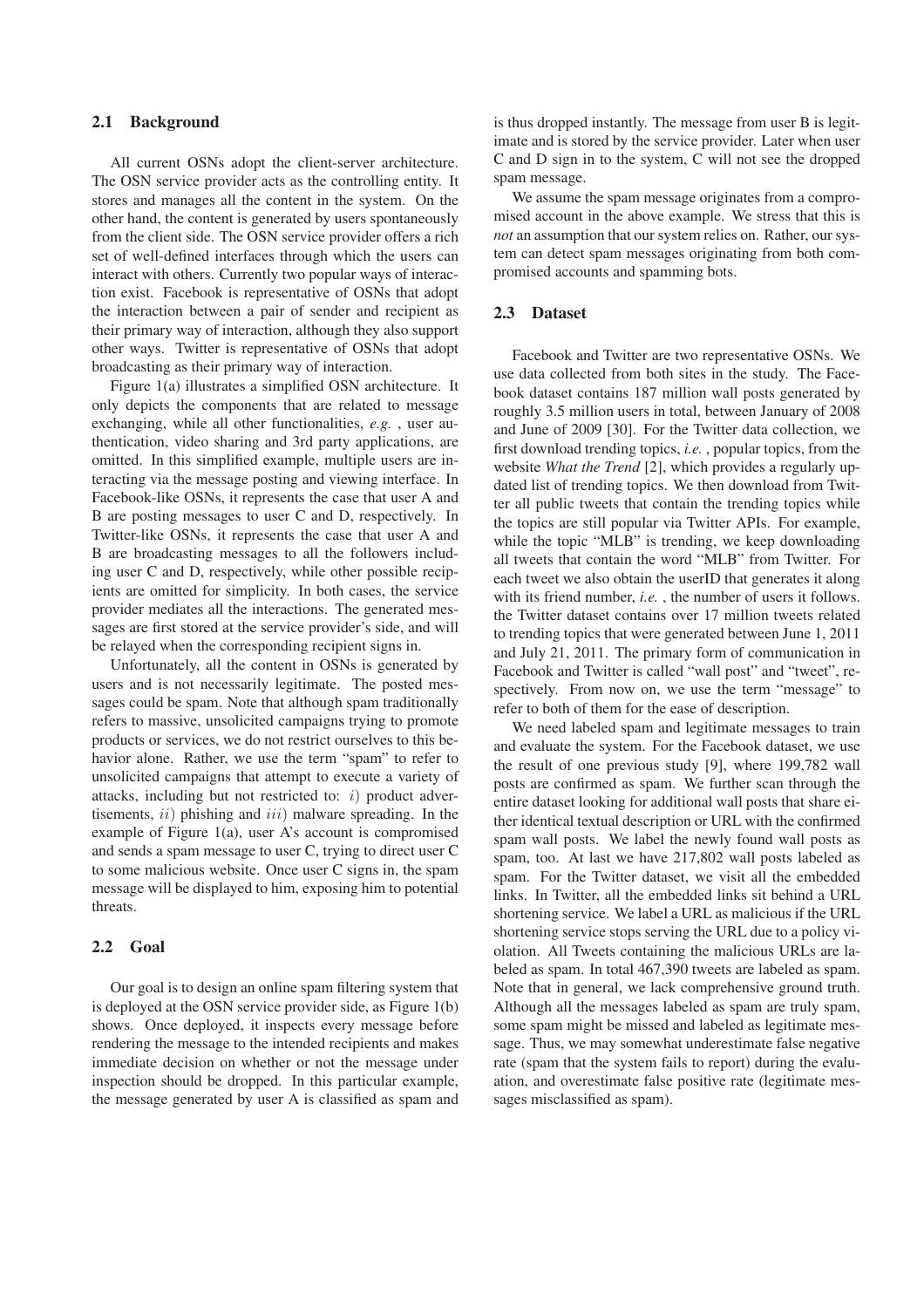### 2.1 Background

All current OSNs adopt the client-server architecture. The OSN service provider acts as the controlling entity. It stores and manages all the content in the system. On the other hand, the content is generated by users spontaneously from the client side. The OSN service provider offers a rich set of well-defined interfaces through which the users can interact with others. Currently two popular ways of interaction exist. Facebook is representative of OSNs that adopt the interaction between a pair of sender and recipient as their primary way of interaction, although they also support other ways. Twitter is representative of OSNs that adopt broadcasting as their primary way of interaction.

Figure 1(a) illustrates a simplified OSN architecture. It only depicts the components that are related to message exchanging, while all other functionalities, *e.g.* , user authentication, video sharing and 3rd party applications, are omitted. In this simplified example, multiple users are interacting via the message posting and viewing interface. In Facebook-like OSNs, it represents the case that user A and B are posting messages to user C and D, respectively. In Twitter-like OSNs, it represents the case that user A and B are broadcasting messages to all the followers including user C and D, respectively, while other possible recipients are omitted for simplicity. In both cases, the service provider mediates all the interactions. The generated messages are first stored at the service provider's side, and will be relayed when the corresponding recipient signs in.

Unfortunately, all the content in OSNs is generated by users and is not necessarily legitimate. The posted messages could be spam. Note that although spam traditionally refers to massive, unsolicited campaigns trying to promote products or services, we do not restrict ourselves to this behavior alone. Rather, we use the term "spam" to refer to unsolicited campaigns that attempt to execute a variety of attacks, including but not restricted to: $i)$ product advertisements, $ii)$ phishing and $iii)$ malware spreading. In the example of Figure 1(a), user A's account is compromised and sends a spam message to user C, trying to direct user C to some malicious website. Once user C signs in, the spam message will be displayed to him, exposing him to potential threats.

### 2.2 Goal

Our goal is to design an online spam filtering system that is deployed at the OSN service provider side, as Figure 1(b) shows. Once deployed, it inspects every message before rendering the message to the intended recipients and makes immediate decision on whether or not the message under inspection should be dropped. In this particular example, the message generated by user A is classified as spam and is thus dropped instantly. The message from user B is legitimate and is stored by the service provider. Later when user C and D sign in to the system, C will not see the dropped spam message.

We assume the spam message originates from a compromised account in the above example. We stress that this is *not* an assumption that our system relies on. Rather, our system can detect spam messages originating from both compromised accounts and spamming bots.

### 2.3 Dataset

Facebook and Twitter are two representative OSNs. We use data collected from both sites in the study. The Facebook dataset contains 187 million wall posts generated by roughly 3.5 million users in total, between January of 2008 and June of 2009 [30]. For the Twitter data collection, we first download trending topics, *i.e.* , popular topics, from the website *What the Trend* [2], which provides a regularly updated list of trending topics. We then download from Twitter all public tweets that contain the trending topics while the topics are still popular via Twitter APIs. For example, while the topic "MLB" is trending, we keep downloading all tweets that contain the word "MLB" from Twitter. For each tweet we also obtain the userID that generates it along with its friend number, *i.e.* , the number of users it follows. the Twitter dataset contains over 17 million tweets related to trending topics that were generated between June 1, 2011 and July 21, 2011. The primary form of communication in Facebook and Twitter is called "wall post" and "tweet", respectively. From now on, we use the term "message" to refer to both of them for the ease of description.

We need labeled spam and legitimate messages to train and evaluate the system. For the Facebook dataset, we use the result of one previous study [9], where 199,782 wall posts are confirmed as spam. We further scan through the entire dataset looking for additional wall posts that share either identical textual description or URL with the confirmed spam wall posts. We label the newly found wall posts as spam, too. At last we have 217,802 wall posts labeled as spam. For the Twitter dataset, we visit all the embedded links. In Twitter, all the embedded links sit behind a URL shortening service. We label a URL as malicious if the URL shortening service stops serving the URL due to a policy violation. All Tweets containing the malicious URLs are labeled as spam. In total 467,390 tweets are labeled as spam. Note that in general, we lack comprehensive ground truth. Although all the messages labeled as spam are truly spam, some spam might be missed and labeled as legitimate message. Thus, we may somewhat underestimate false negative rate (spam that the system fails to report) during the evaluation, and overestimate false positive rate (legitimate messages misclassified as spam).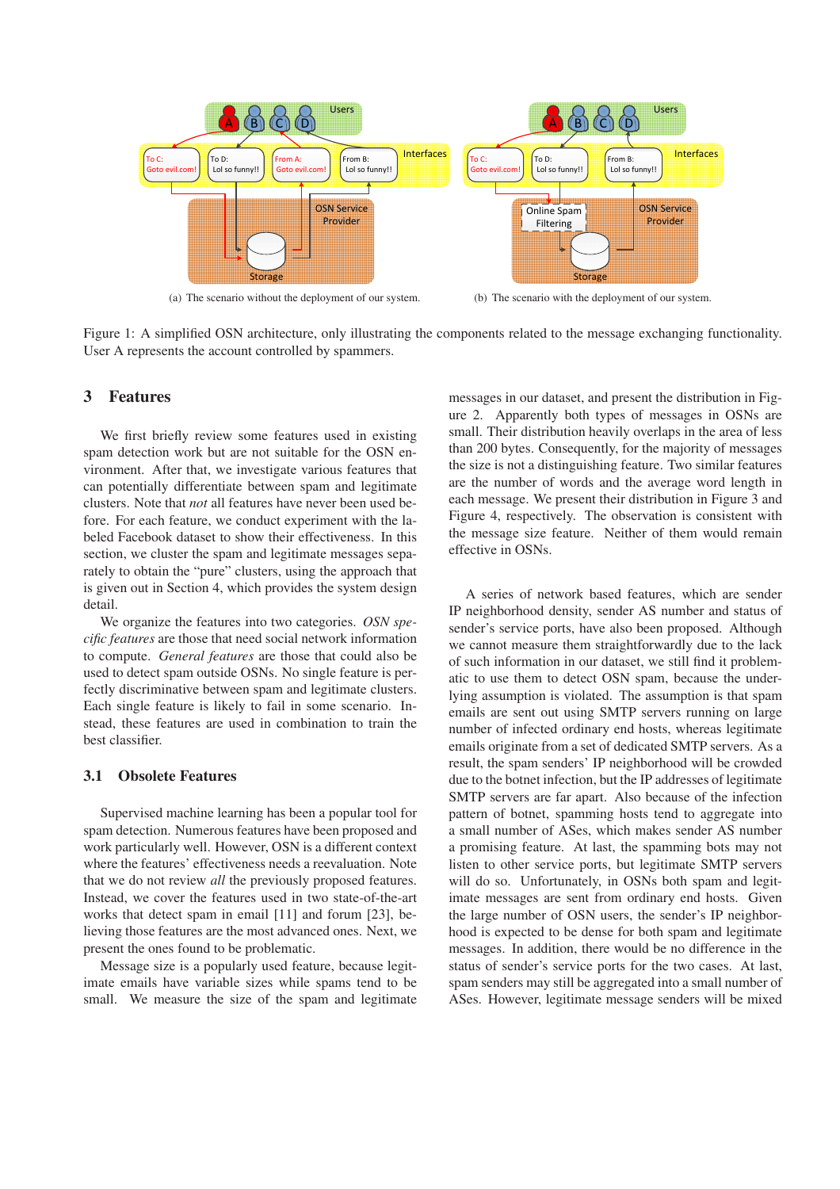(a) The scenario without the deployment of our system.

(b) The scenario with the deployment of our system.

Figure 1: A simplified OSN architecture, only illustrating the components related to the message exchanging functionality. User A represents the account controlled by spammers.

## 3 Features

We first briefly review some features used in existing spam detection work but are not suitable for the OSN environment. After that, we investigate various features that can potentially differentiate between spam and legitimate clusters. Note that *not* all features have never been used before. For each feature, we conduct experiment with the labeled Facebook dataset to show their effectiveness. In this section, we cluster the spam and legitimate messages separately to obtain the "pure" clusters, using the approach that is given out in Section 4, which provides the system design detail.

We organize the features into two categories. *OSN specific features* are those that need social network information to compute. *General features* are those that could also be used to detect spam outside OSNs. No single feature is perfectly discriminative between spam and legitimate clusters. Each single feature is likely to fail in some scenario. Instead, these features are used in combination to train the best classifier.

### 3.1 Obsolete Features

Supervised machine learning has been a popular tool for spam detection. Numerous features have been proposed and work particularly well. However, OSN is a different context where the features' effectiveness needs a reevaluation. Note that we do not review *all* the previously proposed features. Instead, we cover the features used in two state-of-the-art works that detect spam in email [11] and forum [23], believing those features are the most advanced ones. Next, we present the ones found to be problematic.

Message size is a popularly used feature, because legitimate emails have variable sizes while spams tend to be small. We measure the size of the spam and legitimate messages in our dataset, and present the distribution in Figure 2. Apparently both types of messages in OSNs are small. Their distribution heavily overlaps in the area of less than 200 bytes. Consequently, for the majority of messages the size is not a distinguishing feature. Two similar features are the number of words and the average word length in each message. We present their distribution in Figure 3 and Figure 4, respectively. The observation is consistent with the message size feature. Neither of them would remain effective in OSNs.

A series of network based features, which are sender IP neighborhood density, sender AS number and status of sender's service ports, have also been proposed. Although we cannot measure them straightforwardly due to the lack of such information in our dataset, we still find it problematic to use them to detect OSN spam, because the underlying assumption is violated. The assumption is that spam emails are sent out using SMTP servers running on large number of infected ordinary end hosts, whereas legitimate emails originate from a set of dedicated SMTP servers. As a result, the spam senders' IP neighborhood will be crowded due to the botnet infection, but the IP addresses of legitimate SMTP servers are far apart. Also because of the infection pattern of botnet, spamming hosts tend to aggregate into a small number of ASes, which makes sender AS number a promising feature. At last, the spamming bots may not listen to other service ports, but legitimate SMTP servers will do so. Unfortunately, in OSNs both spam and legitimate messages are sent from ordinary end hosts. Given the large number of OSN users, the sender's IP neighborhood is expected to be dense for both spam and legitimate messages. In addition, there would be no difference in the status of sender's service ports for the two cases. At last, spam senders may still be aggregated into a small number of ASes. However, legitimate message senders will be mixed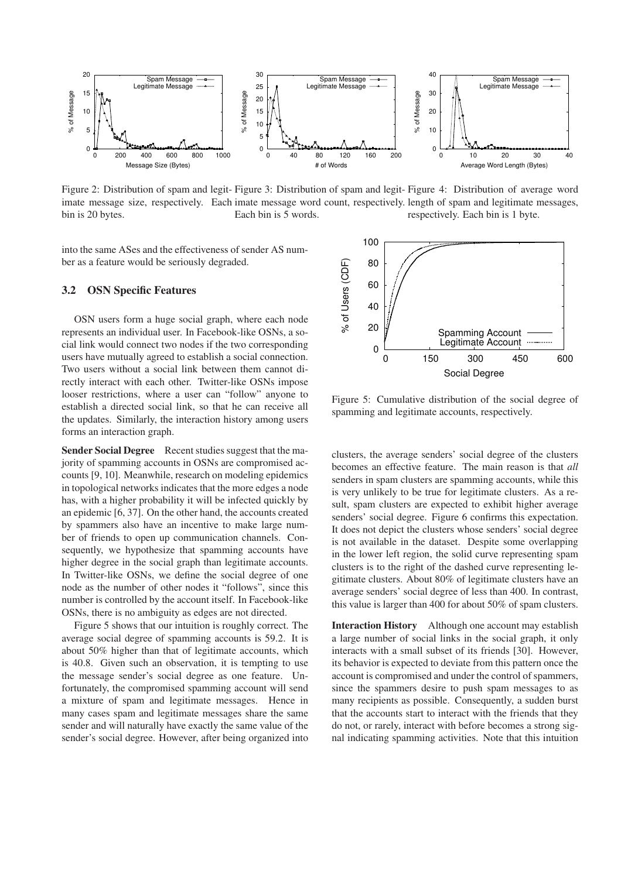Figure 2: Distribution of spam and legitimate message size, respectively. Each bin is 20 bytes.

Figure 3: Distribution of spam and legitimate message word count, respectively. Each bin is 5 words.

Figure 4: Distribution of average word length of spam and legitimate messages, respectively. Each bin is 1 byte.

into the same ASes and the effectiveness of sender AS number as a feature would be seriously degraded.

### 3.2 OSN Specific Features

OSN users form a huge social graph, where each node represents an individual user. In Facebook-like OSNs, a social link would connect two nodes if the two corresponding users have mutually agreed to establish a social connection. Two users without a social link between them cannot directly interact with each other. Twitter-like OSNs impose looser restrictions, where a user can "follow" anyone to establish a directed social link, so that he can receive all the updates. Similarly, the interaction history among users forms an interaction graph.

**Sender Social Degree** Recent studies suggest that the majority of spamming accounts in OSNs are compromised accounts [9, 10]. Meanwhile, research on modeling epidemics in topological networks indicates that the more edges a node has, with a higher probability it will be infected quickly by an epidemic [6, 37]. On the other hand, the accounts created by spammers also have an incentive to make large number of friends to open up communication channels. Consequently, we hypothesize that spamming accounts have higher degree in the social graph than legitimate accounts. In Twitter-like OSNs, we define the social degree of one node as the number of other nodes it "follows", since this number is controlled by the account itself. In Facebook-like OSNs, there is no ambiguity as edges are not directed.

Figure 5 shows that our intuition is roughly correct. The average social degree of spamming accounts is 59.2. It is about 50% higher than that of legitimate accounts, which is 40.8. Given such an observation, it is tempting to use the message sender's social degree as one feature. Unfortunately, the compromised spamming account will send a mixture of spam and legitimate messages. Hence in many cases spam and legitimate messages share the same sender and will naturally have exactly the same value of the sender's social degree. However, after being organized into clusters, the average senders' social degree of the clusters becomes an effective feature. The main reason is that *all* senders in spam clusters are spamming accounts, while this is very unlikely to be true for legitimate clusters. As a result, spam clusters are expected to exhibit higher average senders' social degree. Figure 6 confirms this expectation. It does not depict the clusters whose senders' social degree is not available in the dataset. Despite some overlapping in the lower left region, the solid curve representing spam clusters is to the right of the dashed curve representing legitimate clusters. About 80% of legitimate clusters have an average senders' social degree of less than 400. In contrast, this value is larger than 400 for about 50% of spam clusters.

Figure 5: Cumulative distribution of the social degree of spamming and legitimate accounts, respectively.

**Interaction History** Although one account may establish a large number of social links in the social graph, it only interacts with a small subset of its friends [30]. However, its behavior is expected to deviate from this pattern once the account is compromised and under the control of spammers, since the spammers desire to push spam messages to as many recipients as possible. Consequently, a sudden burst that the accounts start to interact with the friends that they do not, or rarely, interact with before becomes a strong signal indicating spamming activities. Note that this intuition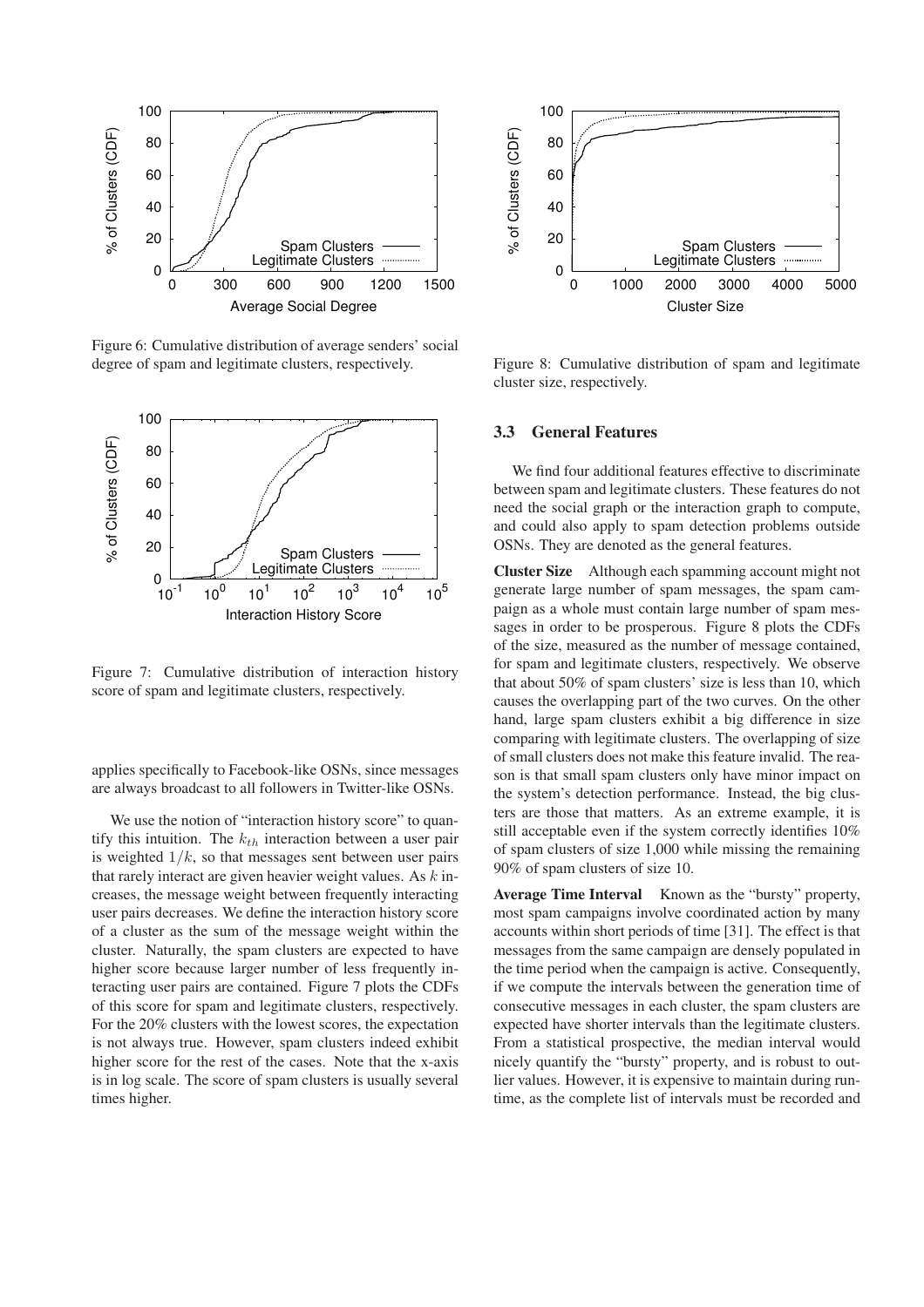Figure 6: Cumulative distribution of average senders' social degree of spam and legitimate clusters, respectively.

Figure 7: Cumulative distribution of interaction history score of spam and legitimate clusters, respectively.

applies specifically to Facebook-like OSNs, since messages are always broadcast to all followers in Twitter-like OSNs.

We use the notion of "interaction history score" to quantify this intuition. The $k_{th}$ interaction between a user pair is weighted $1/k$, so that messages sent between user pairs that rarely interact are given heavier weight values. As $k$ increases, the message weight between frequently interacting user pairs decreases. We define the interaction history score of a cluster as the sum of the message weight within the cluster. Naturally, the spam clusters are expected to have higher score because larger number of less frequently interacting user pairs are contained. Figure 7 plots the CDFs of this score for spam and legitimate clusters, respectively. For the 20% clusters with the lowest scores, the expectation is not always true. However, spam clusters indeed exhibit higher score for the rest of the cases. Note that the x-axis is in log scale. The score of spam clusters is usually several times higher.

Figure 8: Cumulative distribution of spam and legitimate cluster size, respectively.

### 3.3 General Features

We find four additional features effective to discriminate between spam and legitimate clusters. These features do not need the social graph or the interaction graph to compute, and could also apply to spam detection problems outside OSNs. They are denoted as the general features.

**Cluster Size** Although each spamming account might not generate large number of spam messages, the spam campaign as a whole must contain large number of spam messages in order to be prosperous. Figure 8 plots the CDFs of the size, measured as the number of message contained, for spam and legitimate clusters, respectively. We observe that about 50% of spam clusters' size is less than 10, which causes the overlapping part of the two curves. On the other hand, large spam clusters exhibit a big difference in size comparing with legitimate clusters. The overlapping of size of small clusters does not make this feature invalid. The reason is that small spam clusters only have minor impact on the system's detection performance. Instead, the big clusters are those that matters. As an extreme example, it is still acceptable even if the system correctly identifies 10% of spam clusters of size 1,000 while missing the remaining 90% of spam clusters of size 10.

**Average Time Interval** Known as the "bursty" property, most spam campaigns involve coordinated action by many accounts within short periods of time [31]. The effect is that messages from the same campaign are densely populated in the time period when the campaign is active. Consequently, if we compute the intervals between the generation time of consecutive messages in each cluster, the spam clusters are expected have shorter intervals than the legitimate clusters. From a statistical prospective, the median interval would nicely quantify the "bursty" property, and is robust to outlier values. However, it is expensive to maintain during runtime, as the complete list of intervals must be recorded and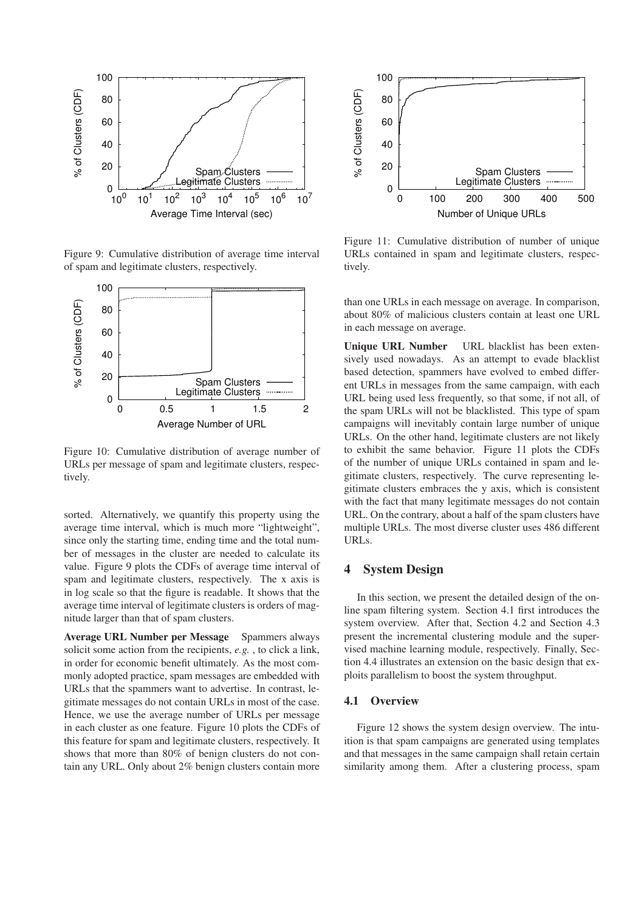Figure 9: Cumulative distribution of average time interval of spam and legitimate clusters, respectively.

Figure 10: Cumulative distribution of average number of URLs per message of spam and legitimate clusters, respectively.

sorted. Alternatively, we quantify this property using the average time interval, which is much more "lightweight", since only the starting time, ending time and the total number of messages in the cluster are needed to calculate its value. Figure 9 plots the CDFs of average time interval of spam and legitimate clusters, respectively. The x axis is in log scale so that the figure is readable. It shows that the average time interval of legitimate clusters is orders of magnitude larger than that of spam clusters.

**Average URL Number per Message** Spammers always solicit some action from the recipients, *e.g.* , to click a link, in order for economic benefit ultimately. As the most commonly adopted practice, spam messages are embedded with URLs that the spammers want to advertise. In contrast, legitimate messages do not contain URLs in most of the case. Hence, we use the average number of URLs per message in each cluster as one feature. Figure 10 plots the CDFs of this feature for spam and legitimate clusters, respectively. It shows that more than 80% of benign clusters do not contain any URL. Only about 2% benign clusters contain more than one URLs in each message on average. In comparison, about 80% of malicious clusters contain at least one URL in each message on average.

Figure 11: Cumulative distribution of number of unique URLs contained in spam and legitimate clusters, respectively.

**Unique URL Number** URL blacklist has been extensively used nowadays. As an attempt to evade blacklist based detection, spammers have evolved to embed different URLs in messages from the same campaign, with each URL being used less frequently, so that some, if not all, of the spam URLs will not be blacklisted. This type of spam campaigns will inevitably contain large number of unique URLs. On the other hand, legitimate clusters are not likely to exhibit the same behavior. Figure 11 plots the CDFs of the number of unique URLs contained in spam and legitimate clusters, respectively. The curve representing legitimate clusters embraces the y axis, which is consistent with the fact that many legitimate messages do not contain URL. On the contrary, about a half of the spam clusters have multiple URLs. The most diverse cluster uses 486 different URLs.

## 4 System Design

In this section, we present the detailed design of the online spam filtering system. Section 4.1 first introduces the system overview. After that, Section 4.2 and Section 4.3 present the incremental clustering module and the supervised machine learning module, respectively. Finally, Section 4.4 illustrates an extension on the basic design that exploits parallelism to boost the system throughput.

### 4.1 Overview

Figure 12 shows the system design overview. The intuition is that spam campaigns are generated using templates and that messages in the same campaign shall retain certain similarity among them. After a clustering process, spam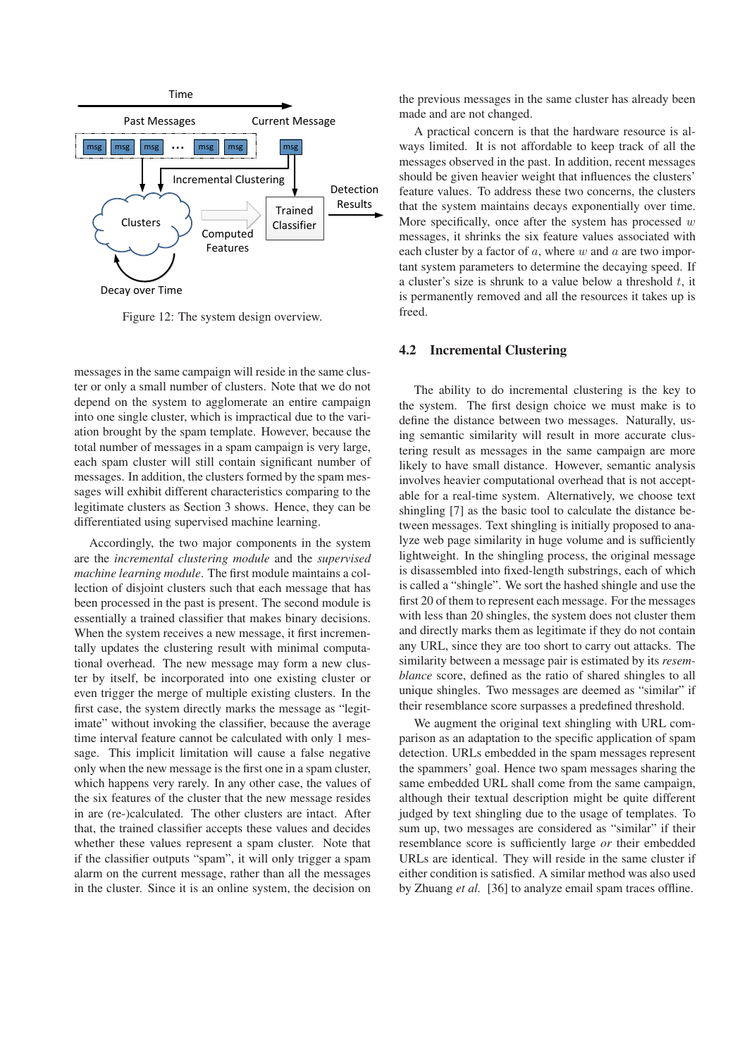Figure 12: The system design overview.

messages in the same campaign will reside in the same cluster or only a small number of clusters. Note that we do not depend on the system to agglomerate an entire campaign into one single cluster, which is impractical due to the variation brought by the spam template. However, because the total number of messages in a spam campaign is very large, each spam cluster will still contain significant number of messages. In addition, the clusters formed by the spam messages will exhibit different characteristics comparing to the legitimate clusters as Section 3 shows. Hence, they can be differentiated using supervised machine learning.

Accordingly, the two major components in the system are the *incremental clustering module* and the *supervised machine learning module*. The first module maintains a collection of disjoint clusters such that each message that has been processed in the past is present. The second module is essentially a trained classifier that makes binary decisions. When the system receives a new message, it first incrementally updates the clustering result with minimal computational overhead. The new message may form a new cluster by itself, be incorporated into one existing cluster or even trigger the merge of multiple existing clusters. In the first case, the system directly marks the message as "legitimate" without invoking the classifier, because the average time interval feature cannot be calculated with only 1 message. This implicit limitation will cause a false negative only when the new message is the first one in a spam cluster, which happens very rarely. In any other case, the values of the six features of the cluster that the new message resides in are (re-)calculated. The other clusters are intact. After that, the trained classifier accepts these values and decides whether these values represent a spam cluster. Note that if the classifier outputs "spam", it will only trigger a spam alarm on the current message, rather than all the messages in the cluster. Since it is an online system, the decision on the previous messages in the same cluster has already been made and are not changed.

A practical concern is that the hardware resource is always limited. It is not affordable to keep track of all the messages observed in the past. In addition, recent messages should be given heavier weight that influences the clusters' feature values. To address these two concerns, the clusters that the system maintains decays exponentially over time. More specifically, once after the system has processed $w$ messages, it shrinks the six feature values associated with each cluster by a factor of $a$, where $w$ and $a$ are two important system parameters to determine the decaying speed. If a cluster's size is shrunk to a value below a threshold $t$, it is permanently removed and all the resources it takes up is freed.

### 4.2 Incremental Clustering

The ability to do incremental clustering is the key to the system. The first design choice we must make is to define the distance between two messages. Naturally, using semantic similarity will result in more accurate clustering result as messages in the same campaign are more likely to have small distance. However, semantic analysis involves heavier computational overhead that is not acceptable for a real-time system. Alternatively, we choose text shingling [7] as the basic tool to calculate the distance between messages. Text shingling is initially proposed to analyze web page similarity in huge volume and is sufficiently lightweight. In the shingling process, the original message is disassembled into fixed-length substrings, each of which is called a "shingle". We sort the hashed shingle and use the first 20 of them to represent each message. For the messages with less than 20 shingles, the system does not cluster them and directly marks them as legitimate if they do not contain any URL, since they are too short to carry out attacks. The similarity between a message pair is estimated by its *resemblance* score, defined as the ratio of shared shingles to all unique shingles. Two messages are deemed as "similar" if their resemblance score surpasses a predefined threshold.

We augment the original text shingling with URL comparison as an adaptation to the specific application of spam detection. URLs embedded in the spam messages represent the spammers' goal. Hence two spam messages sharing the same embedded URL shall come from the same campaign, although their textual description might be quite different judged by text shingling due to the usage of templates. To sum up, two messages are considered as "similar" if their resemblance score is sufficiently large *or* their embedded URLs are identical. They will reside in the same cluster if either condition is satisfied. A similar method was also used by Zhuang *et al.* [36] to analyze email spam traces offline.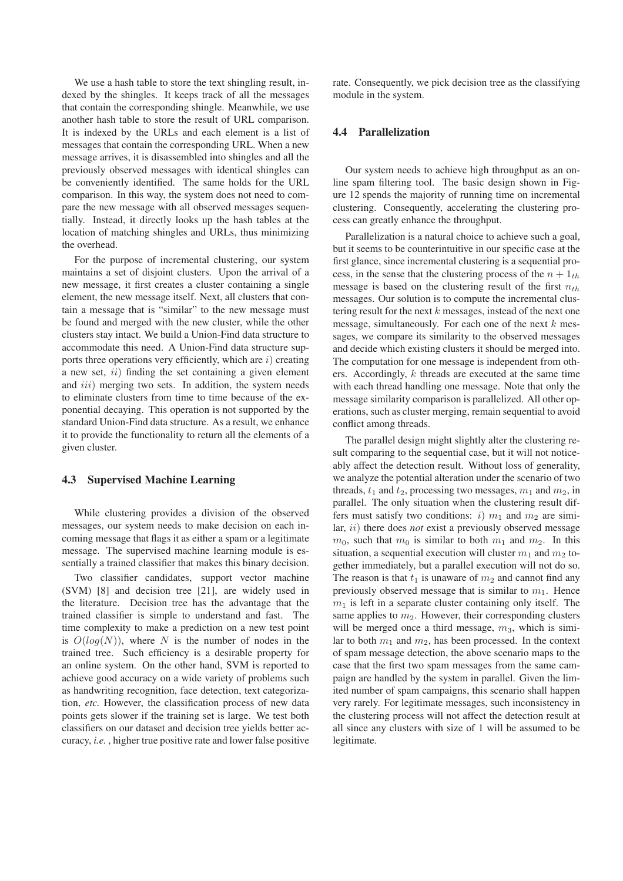We use a hash table to store the text shingling result, indexed by the shingles. It keeps track of all the messages that contain the corresponding shingle. Meanwhile, we use another hash table to store the result of URL comparison. It is indexed by the URLs and each element is a list of messages that contain the corresponding URL. When a new message arrives, it is disassembled into shingles and all the previously observed messages with identical shingles can be conveniently identified. The same holds for the URL comparison. In this way, the system does not need to compare the new message with all observed messages sequentially. Instead, it directly looks up the hash tables at the location of matching shingles and URLs, thus minimizing the overhead.

For the purpose of incremental clustering, our system maintains a set of disjoint clusters. Upon the arrival of a new message, it first creates a cluster containing a single element, the new message itself. Next, all clusters that contain a message that is "similar" to the new message must be found and merged with the new cluster, while the other clusters stay intact. We build a Union-Find data structure to accommodate this need. A Union-Find data structure supports three operations very efficiently, which are $i)$ creating a new set, $ii)$ finding the set containing a given element and $iii)$ merging two sets. In addition, the system needs to eliminate clusters from time to time because of the exponential decaying. This operation is not supported by the standard Union-Find data structure. As a result, we enhance it to provide the functionality to return all the elements of a given cluster.

### 4.3 Supervised Machine Learning

While clustering provides a division of the observed messages, our system needs to make decision on each incoming message that flags it as either a spam or a legitimate message. The supervised machine learning module is essentially a trained classifier that makes this binary decision.

Two classifier candidates, support vector machine (SVM) [8] and decision tree [21], are widely used in the literature. Decision tree has the advantage that the trained classifier is simple to understand and fast. The time complexity to make a prediction on a new test point is $O(log(N))$, where $N$ is the number of nodes in the trained tree. Such efficiency is a desirable property for an online system. On the other hand, SVM is reported to achieve good accuracy on a wide variety of problems such as handwriting recognition, face detection, text categorization, *etc.* However, the classification process of new data points gets slower if the training set is large. We test both classifiers on our dataset and decision tree yields better accuracy, *i.e.* , higher true positive rate and lower false positive rate. Consequently, we pick decision tree as the classifying module in the system.

### 4.4 Parallelization

Our system needs to achieve high throughput as an online spam filtering tool. The basic design shown in Figure 12 spends the majority of running time on incremental clustering. Consequently, accelerating the clustering process can greatly enhance the throughput.

Parallelization is a natural choice to achieve such a goal, but it seems to be counterintuitive in our specific case at the first glance, since incremental clustering is a sequential process, in the sense that the clustering process of the $n + 1_{th}$ message is based on the clustering result of the first $n_{th}$ messages. Our solution is to compute the incremental clustering result for the next $k$ messages, instead of the next one message, simultaneously. For each one of the next $k$ messages, we compare its similarity to the observed messages and decide which existing clusters it should be merged into. The computation for one message is independent from others. Accordingly, $k$ threads are executed at the same time with each thread handling one message. Note that only the message similarity comparison is parallelized. All other operations, such as cluster merging, remain sequential to avoid conflict among threads.

The parallel design might slightly alter the clustering result comparing to the sequential case, but it will not noticeably affect the detection result. Without loss of generality, we analyze the potential alteration under the scenario of two threads, $t_1$ and $t_2$, processing two messages, $m_1$ and $m_2$, in parallel. The only situation when the clustering result differs must satisfy two conditions: $i)$ $m_1$ and $m_2$ are similar, $ii)$ there does *not* exist a previously observed message $m_0$, such that $m_0$ is similar to both $m_1$ and $m_2$. In this situation, a sequential execution will cluster $m_1$ and $m_2$ together immediately, but a parallel execution will not do so. The reason is that $t_1$ is unaware of $m_2$ and cannot find any previously observed message that is similar to $m_1$. Hence $m_1$ is left in a separate cluster containing only itself. The same applies to $m_2$. However, their corresponding clusters will be merged once a third message, $m_3$, which is similar to both $m_1$ and $m_2$, has been processed. In the context of spam message detection, the above scenario maps to the case that the first two spam messages from the same campaign are handled by the system in parallel. Given the limited number of spam campaigns, this scenario shall happen very rarely. For legitimate messages, such inconsistency in the clustering process will not affect the detection result at all since any clusters with size of 1 will be assumed to be legitimate.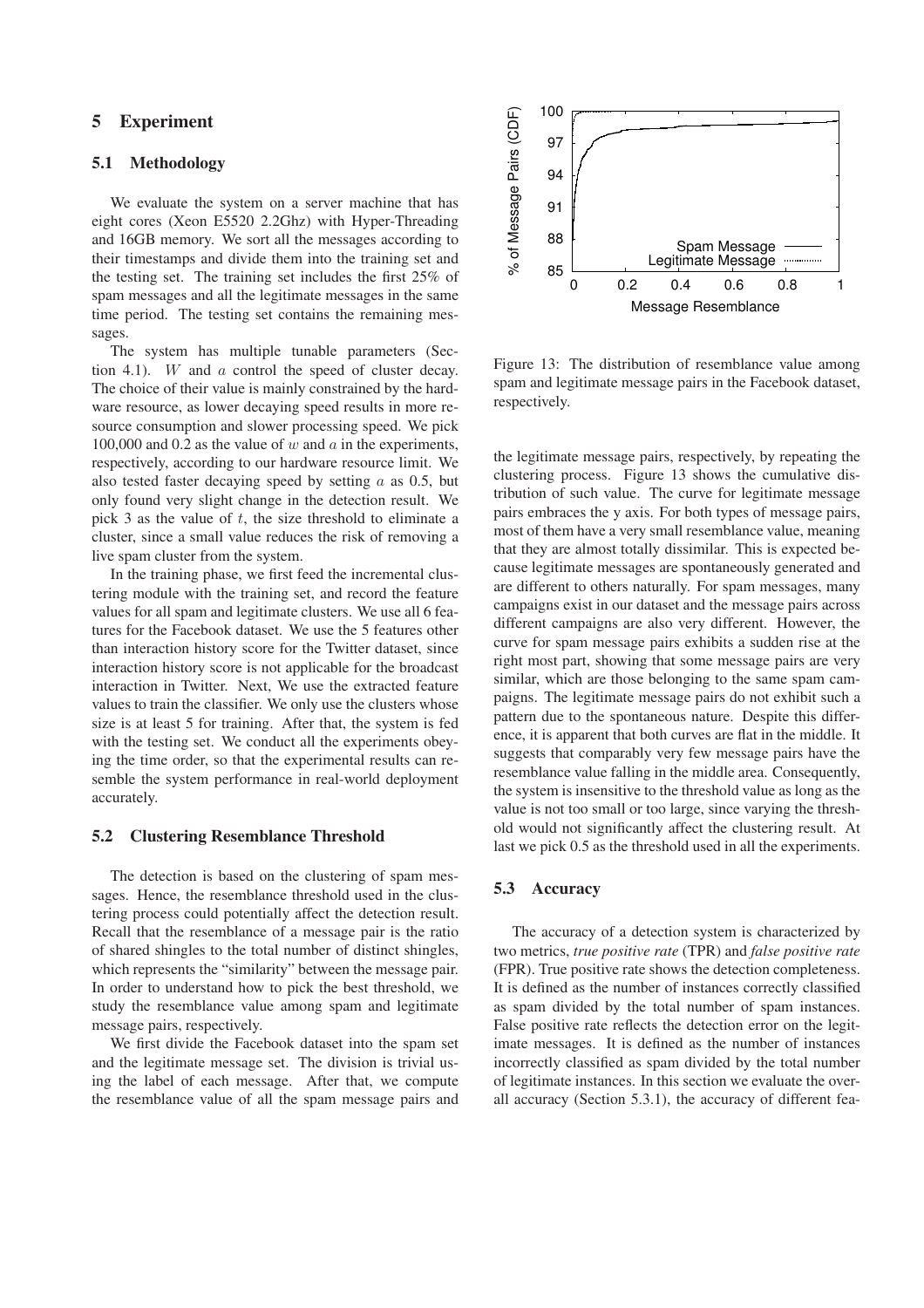## 5 Experiment

### 5.1 Methodology

We evaluate the system on a server machine that has eight cores (Xeon E5520 2.2Ghz) with Hyper-Threading and 16GB memory. We sort all the messages according to their timestamps and divide them into the training set and the testing set. The training set includes the first 25% of spam messages and all the legitimate messages in the same time period. The testing set contains the remaining messages.

The system has multiple tunable parameters (Section 4.1). $W$ and $a$ control the speed of cluster decay. The choice of their value is mainly constrained by the hardware resource, as lower decaying speed results in more resource consumption and slower processing speed. We pick 100,000 and 0.2 as the value of $w$ and $a$ in the experiments, respectively, according to our hardware resource limit. We also tested faster decaying speed by setting $a$ as 0.5, but only found very slight change in the detection result. We pick 3 as the value of $t$, the size threshold to eliminate a cluster, since a small value reduces the risk of removing a live spam cluster from the system.

In the training phase, we first feed the incremental clustering module with the training set, and record the feature values for all spam and legitimate clusters. We use all 6 features for the Facebook dataset. We use the 5 features other than interaction history score for the Twitter dataset, since interaction history score is not applicable for the broadcast interaction in Twitter. Next, We use the extracted feature values to train the classifier. We only use the clusters whose size is at least 5 for training. After that, the system is fed with the testing set. We conduct all the experiments obeying the time order, so that the experimental results can resemble the system performance in real-world deployment accurately.

### 5.2 Clustering Resemblance Threshold

The detection is based on the clustering of spam messages. Hence, the resemblance threshold used in the clustering process could potentially affect the detection result. Recall that the resemblance of a message pair is the ratio of shared shingles to the total number of distinct shingles, which represents the "similarity" between the message pair. In order to understand how to pick the best threshold, we study the resemblance value among spam and legitimate message pairs, respectively.

We first divide the Facebook dataset into the spam set and the legitimate message set. The division is trivial using the label of each message. After that, we compute the resemblance value of all the spam message pairs and the legitimate message pairs, respectively, by repeating the clustering process. Figure 13 shows the cumulative distribution of such value. The curve for legitimate message pairs embraces the y axis. For both types of message pairs, most of them have a very small resemblance value, meaning that they are almost totally dissimilar. This is expected because legitimate messages are spontaneously generated and are different to others naturally. For spam messages, many campaigns exist in our dataset and the message pairs across different campaigns are also very different. However, the curve for spam message pairs exhibits a sudden rise at the right most part, showing that some message pairs are very similar, which are those belonging to the same spam campaigns. The legitimate message pairs do not exhibit such a pattern due to the spontaneous nature. Despite this difference, it is apparent that both curves are flat in the middle. It suggests that comparably very few message pairs have the resemblance value falling in the middle area. Consequently, the system is insensitive to the threshold value as long as the value is not too small or too large, since varying the threshold would not significantly affect the clustering result. At last we pick 0.5 as the threshold used in all the experiments.

Figure 13: The distribution of resemblance value among spam and legitimate message pairs in the Facebook dataset, respectively.

### 5.3 Accuracy

The accuracy of a detection system is characterized by two metrics, *true positive rate* (TPR) and *false positive rate* (FPR). True positive rate shows the detection completeness. It is defined as the number of instances correctly classified as spam divided by the total number of spam instances. False positive rate reflects the detection error on the legitimate messages. It is defined as the number of instances incorrectly classified as spam divided by the total number of legitimate instances. In this section we evaluate the overall accuracy (Section 5.3.1), the accuracy of different fea-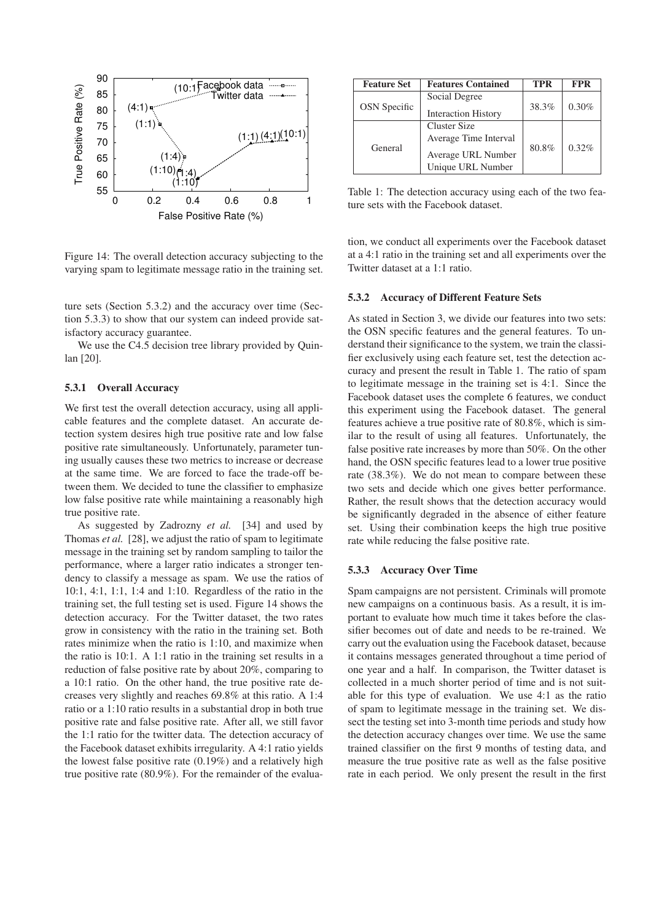Figure 14: The overall detection accuracy subjecting to the varying spam to legitimate message ratio in the training set.

ture sets (Section 5.3.2) and the accuracy over time (Section 5.3.3) to show that our system can indeed provide satisfactory accuracy guarantee.

We use the C4.5 decision tree library provided by Quinlan [20].

#### 5.3.1 Overall Accuracy

We first test the overall detection accuracy, using all applicable features and the complete dataset. An accurate detection system desires high true positive rate and low false positive rate simultaneously. Unfortunately, parameter tuning usually causes these two metrics to increase or decrease at the same time. We are forced to face the trade-off between them. We decided to tune the classifier to emphasize low false positive rate while maintaining a reasonably high true positive rate.

As suggested by Zadrozny *et al.* [34] and used by Thomas *et al.* [28], we adjust the ratio of spam to legitimate message in the training set by random sampling to tailor the performance, where a larger ratio indicates a stronger tendency to classify a message as spam. We use the ratios of 10:1, 4:1, 1:1, 1:4 and 1:10. Regardless of the ratio in the training set, the full testing set is used. Figure 14 shows the detection accuracy. For the Twitter dataset, the two rates grow in consistency with the ratio in the training set. Both rates minimize when the ratio is 1:10, and maximize when the ratio is 10:1. A 1:1 ratio in the training set results in a reduction of false positive rate by about 20%, comparing to a 10:1 ratio. On the other hand, the true positive rate decreases very slightly and reaches 69.8% at this ratio. A 1:4 ratio or a 1:10 ratio results in a substantial drop in both true positive rate and false positive rate. After all, we still favor the 1:1 ratio for the twitter data. The detection accuracy of the Facebook dataset exhibits irregularity. A 4:1 ratio yields the lowest false positive rate (0.19%) and a relatively high true positive rate (80.9%). For the remainder of the evaluation, we conduct all experiments over the Facebook dataset at a 4:1 ratio in the training set and all experiments over the Twitter dataset at a 1:1 ratio.

| Feature Set | Features Contained | TPR | FPR |
|---|---|---|---|
| OSN Specific | Social Degree<br>Interaction History | 38.3% | 0.30% |
| General | Cluster Size<br>Average Time Interval<br>Average URL Number<br>Unique URL Number | 80.8% | 0.32% |

Table 1: The detection accuracy using each of the two feature sets with the Facebook dataset.

#### 5.3.2 Accuracy of Different Feature Sets

As stated in Section 3, we divide our features into two sets: the OSN specific features and the general features. To understand their significance to the system, we train the classifier exclusively using each feature set, test the detection accuracy and present the result in Table 1. The ratio of spam to legitimate message in the training set is 4:1. Since the Facebook dataset uses the complete 6 features, we conduct this experiment using the Facebook dataset. The general features achieve a true positive rate of 80.8%, which is similar to the result of using all features. Unfortunately, the false positive rate increases by more than 50%. On the other hand, the OSN specific features lead to a lower true positive rate (38.3%). We do not mean to compare between these two sets and decide which one gives better performance. Rather, the result shows that the detection accuracy would be significantly degraded in the absence of either feature set. Using their combination keeps the high true positive rate while reducing the false positive rate.

#### 5.3.3 Accuracy Over Time

Spam campaigns are not persistent. Criminals will promote new campaigns on a continuous basis. As a result, it is important to evaluate how much time it takes before the classifier becomes out of date and needs to be re-trained. We carry out the evaluation using the Facebook dataset, because it contains messages generated throughout a time period of one year and a half. In comparison, the Twitter dataset is collected in a much shorter period of time and is not suitable for this type of evaluation. We use 4:1 as the ratio of spam to legitimate message in the training set. We dissect the testing set into 3-month time periods and study how the detection accuracy changes over time. We use the same trained classifier on the first 9 months of testing data, and measure the true positive rate as well as the false positive rate in each period. We only present the result in the first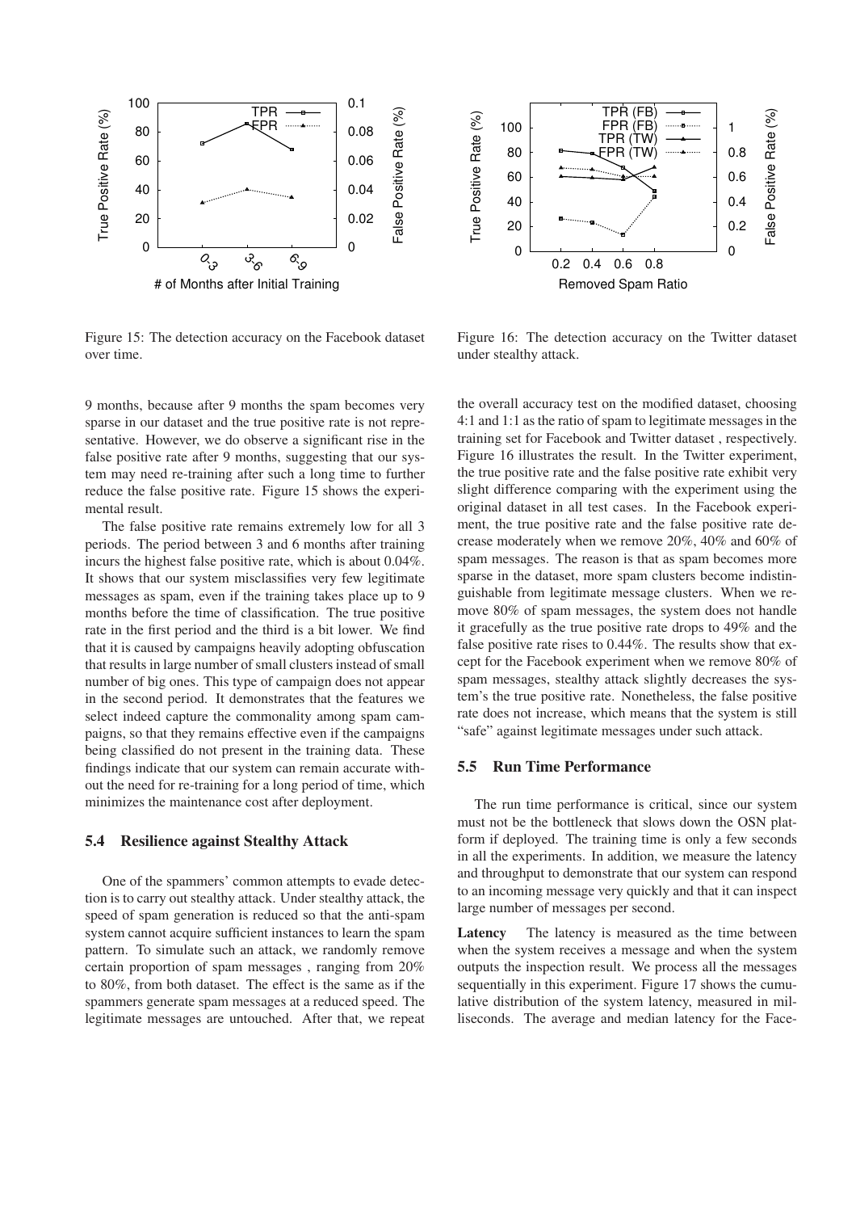Figure 15: The detection accuracy on the Facebook dataset over time.

Figure 16: The detection accuracy on the Twitter dataset under stealthy attack.

9 months, because after 9 months the spam becomes very sparse in our dataset and the true positive rate is not representative. However, we do observe a significant rise in the false positive rate after 9 months, suggesting that our system may need re-training after such a long time to further reduce the false positive rate. Figure 15 shows the experimental result.

The false positive rate remains extremely low for all 3 periods. The period between 3 and 6 months after training incurs the highest false positive rate, which is about 0.04%. It shows that our system misclassifies very few legitimate messages as spam, even if the training takes place up to 9 months before the time of classification. The true positive rate in the first period and the third is a bit lower. We find that it is caused by campaigns heavily adopting obfuscation that results in large number of small clusters instead of small number of big ones. This type of campaign does not appear in the second period. It demonstrates that the features we select indeed capture the commonality among spam campaigns, so that they remains effective even if the campaigns being classified do not present in the training data. These findings indicate that our system can remain accurate without the need for re-training for a long period of time, which minimizes the maintenance cost after deployment.

### 5.4 Resilience against Stealthy Attack

One of the spammers' common attempts to evade detection is to carry out stealthy attack. Under stealthy attack, the speed of spam generation is reduced so that the anti-spam system cannot acquire sufficient instances to learn the spam pattern. To simulate such an attack, we randomly remove certain proportion of spam messages , ranging from 20% to 80%, from both dataset. The effect is the same as if the spammers generate spam messages at a reduced speed. The legitimate messages are untouched. After that, we repeat the overall accuracy test on the modified dataset, choosing 4:1 and 1:1 as the ratio of spam to legitimate messages in the training set for Facebook and Twitter dataset , respectively. Figure 16 illustrates the result. In the Twitter experiment, the true positive rate and the false positive rate exhibit very slight difference comparing with the experiment using the original dataset in all test cases. In the Facebook experiment, the true positive rate and the false positive rate decrease moderately when we remove 20%, 40% and 60% of spam messages. The reason is that as spam becomes more sparse in the dataset, more spam clusters become indistinguishable from legitimate message clusters. When we remove 80% of spam messages, the system does not handle it gracefully as the true positive rate drops to 49% and the false positive rate rises to 0.44%. The results show that except for the Facebook experiment when we remove 80% of spam messages, stealthy attack slightly decreases the system's the true positive rate. Nonetheless, the false positive rate does not increase, which means that the system is still "safe" against legitimate messages under such attack.

### 5.5 Run Time Performance

The run time performance is critical, since our system must not be the bottleneck that slows down the OSN platform if deployed. The training time is only a few seconds in all the experiments. In addition, we measure the latency and throughput to demonstrate that our system can respond to an incoming message very quickly and that it can inspect large number of messages per second.

**Latency** The latency is measured as the time between when the system receives a message and when the system outputs the inspection result. We process all the messages sequentially in this experiment. Figure 17 shows the cumulative distribution of the system latency, measured in milliseconds. The average and median latency for the Face-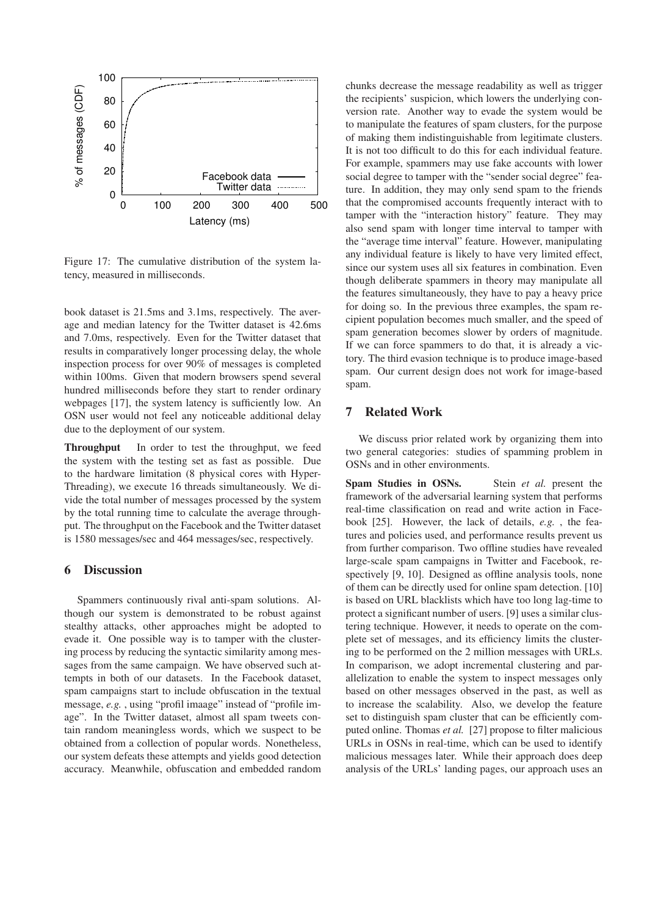Figure 17: The cumulative distribution of the system latency, measured in milliseconds.

book dataset is 21.5ms and 3.1ms, respectively. The average and median latency for the Twitter dataset is 42.6ms and 7.0ms, respectively. Even for the Twitter dataset that results in comparatively longer processing delay, the whole inspection process for over 90% of messages is completed within 100ms. Given that modern browsers spend several hundred milliseconds before they start to render ordinary webpages [17], the system latency is sufficiently low. An OSN user would not feel any noticeable additional delay due to the deployment of our system.

**Throughput** In order to test the throughput, we feed the system with the testing set as fast as possible. Due to the hardware limitation (8 physical cores with Hyper-Threading), we execute 16 threads simultaneously. We divide the total number of messages processed by the system by the total running time to calculate the average throughput. The throughput on the Facebook and the Twitter dataset is 1580 messages/sec and 464 messages/sec, respectively.

## 6 Discussion

Spammers continuously rival anti-spam solutions. Although our system is demonstrated to be robust against stealthy attacks, other approaches might be adopted to evade it. One possible way is to tamper with the clustering process by reducing the syntactic similarity among messages from the same campaign. We have observed such attempts in both of our datasets. In the Facebook dataset, spam campaigns start to include obfuscation in the textual message, *e.g.* , using "profil imaage" instead of "profile image". In the Twitter dataset, almost all spam tweets contain random meaningless words, which we suspect to be obtained from a collection of popular words. Nonetheless, our system defeats these attempts and yields good detection accuracy. Meanwhile, obfuscation and embedded random chunks decrease the message readability as well as trigger the recipients' suspicion, which lowers the underlying conversion rate. Another way to evade the system would be to manipulate the features of spam clusters, for the purpose of making them indistinguishable from legitimate clusters. It is not too difficult to do this for each individual feature. For example, spammers may use fake accounts with lower social degree to tamper with the "sender social degree" feature. In addition, they may only send spam to the friends that the compromised accounts frequently interact with to tamper with the "interaction history" feature. They may also send spam with longer time interval to tamper with the "average time interval" feature. However, manipulating any individual feature is likely to have very limited effect, since our system uses all six features in combination. Even though deliberate spammers in theory may manipulate all the features simultaneously, they have to pay a heavy price for doing so. In the previous three examples, the spam recipient population becomes much smaller, and the speed of spam generation becomes slower by orders of magnitude. If we can force spammers to do that, it is already a victory. The third evasion technique is to produce image-based spam. Our current design does not work for image-based spam.

## 7 Related Work

We discuss prior related work by organizing them into two general categories: studies of spamming problem in OSNs and in other environments.

**Spam Studies in OSNs.** Stein *et al.* present the framework of the adversarial learning system that performs real-time classification on read and write action in Facebook [25]. However, the lack of details, *e.g.* , the features and policies used, and performance results prevent us from further comparison. Two offline studies have revealed large-scale spam campaigns in Twitter and Facebook, respectively [9, 10]. Designed as offline analysis tools, none of them can be directly used for online spam detection. [10] is based on URL blacklists which have too long lag-time to protect a significant number of users. [9] uses a similar clustering technique. However, it needs to operate on the complete set of messages, and its efficiency limits the clustering to be performed on the 2 million messages with URLs. In comparison, we adopt incremental clustering and parallelization to enable the system to inspect messages only based on other messages observed in the past, as well as to increase the scalability. Also, we develop the feature set to distinguish spam cluster that can be efficiently computed online. Thomas *et al.* [27] propose to filter malicious URLs in OSNs in real-time, which can be used to identify malicious messages later. While their approach does deep analysis of the URLs' landing pages, our approach uses an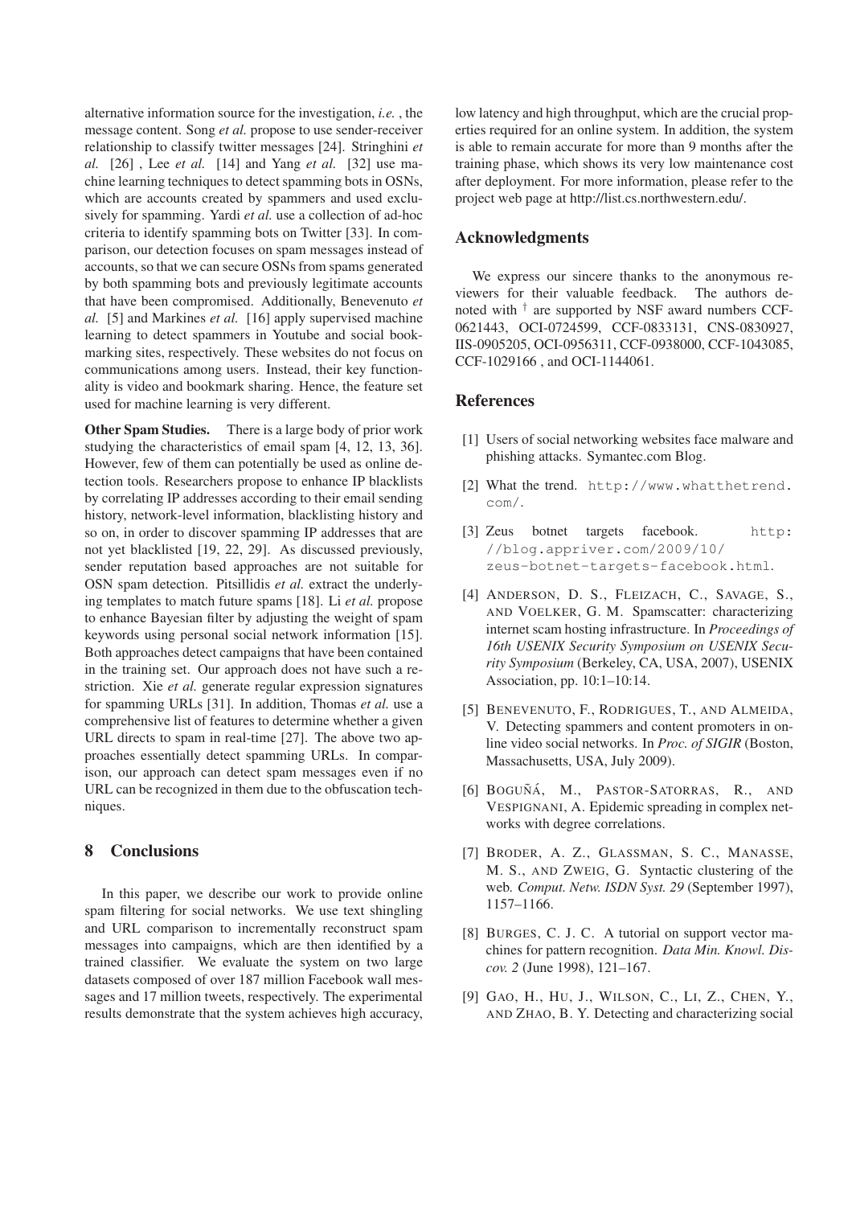alternative information source for the investigation, *i.e.* , the message content. Song *et al.* propose to use sender-receiver relationship to classify twitter messages [24]. Stringhini *et al.* [26] , Lee *et al.* [14] and Yang *et al.* [32] use machine learning techniques to detect spamming bots in OSNs, which are accounts created by spammers and used exclusively for spamming. Yardi *et al.* use a collection of ad-hoc criteria to identify spamming bots on Twitter [33]. In comparison, our detection focuses on spam messages instead of accounts, so that we can secure OSNs from spams generated by both spamming bots and previously legitimate accounts that have been compromised. Additionally, Benevenuto *et al.* [5] and Markines *et al.* [16] apply supervised machine learning to detect spammers in Youtube and social bookmarking sites, respectively. These websites do not focus on communications among users. Instead, their key functionality is video and bookmark sharing. Hence, the feature set used for machine learning is very different.

**Other Spam Studies.** There is a large body of prior work studying the characteristics of email spam [4, 12, 13, 36]. However, few of them can potentially be used as online detection tools. Researchers propose to enhance IP blacklists by correlating IP addresses according to their email sending history, network-level information, blacklisting history and so on, in order to discover spamming IP addresses that are not yet blacklisted [19, 22, 29]. As discussed previously, sender reputation based approaches are not suitable for OSN spam detection. Pitsillidis *et al.* extract the underlying templates to match future spams [18]. Li *et al.* propose to enhance Bayesian filter by adjusting the weight of spam keywords using personal social network information [15]. Both approaches detect campaigns that have been contained in the training set. Our approach does not have such a restriction. Xie *et al.* generate regular expression signatures for spamming URLs [31]. In addition, Thomas *et al.* use a comprehensive list of features to determine whether a given URL directs to spam in real-time [27]. The above two approaches essentially detect spamming URLs. In comparison, our approach can detect spam messages even if no URL can be recognized in them due to the obfuscation techniques.

## 8 Conclusions

In this paper, we describe our work to provide online spam filtering for social networks. We use text shingling and URL comparison to incrementally reconstruct spam messages into campaigns, which are then identified by a trained classifier. We evaluate the system on two large datasets composed of over 187 million Facebook wall messages and 17 million tweets, respectively. The experimental results demonstrate that the system achieves high accuracy, low latency and high throughput, which are the crucial properties required for an online system. In addition, the system is able to remain accurate for more than 9 months after the training phase, which shows its very low maintenance cost after deployment. For more information, please refer to the project web page at http://list.cs.northwestern.edu/.

## Acknowledgments

We express our sincere thanks to the anonymous reviewers for their valuable feedback. The authors denoted with $^{\dagger}$ are supported by NSF award numbers CCF-0621443, OCI-0724599, CCF-0833131, CNS-0830927, IIS-0905205, OCI-0956311, CCF-0938000, CCF-1043085, CCF-1029166 , and OCI-1144061.

## References

[1] Users of social networking websites face malware and phishing attacks. Symantec.com Blog.

[2] What the trend. `http://www.whatthetrend.com/`.

[3] Zeus botnet targets facebook. `http://blog.appriver.com/2009/10/zeus-botnet-targets-facebook.html`.

[4] ANDERSON, D. S., FLEIZACH, C., SAVAGE, S., AND VOELKER, G. M. Spamscatter: characterizing internet scam hosting infrastructure. In *Proceedings of 16th USENIX Security Symposium on USENIX Security Symposium* (Berkeley, CA, USA, 2007), USENIX Association, pp. 10:1–10:14.

[5] BENEVENUTO, F., RODRIGUES, T., AND ALMEIDA, V. Detecting spammers and content promoters in online video social networks. In *Proc. of SIGIR* (Boston, Massachusetts, USA, July 2009).

[6] BOGUÑÁ, M., PASTOR-SATORRAS, R., AND VESPIGNANI, A. Epidemic spreading in complex networks with degree correlations.

[7] BRODER, A. Z., GLASSMAN, S. C., MANASSE, M. S., AND ZWEIG, G. Syntactic clustering of the web. *Comput. Netw. ISDN Syst. 29* (September 1997), 1157–1166.

[8] BURGES, C. J. C. A tutorial on support vector machines for pattern recognition. *Data Min. Knowl. Discov. 2* (June 1998), 121–167.

[9] GAO, H., HU, J., WILSON, C., LI, Z., CHEN, Y., AND ZHAO, B. Y. Detecting and characterizing social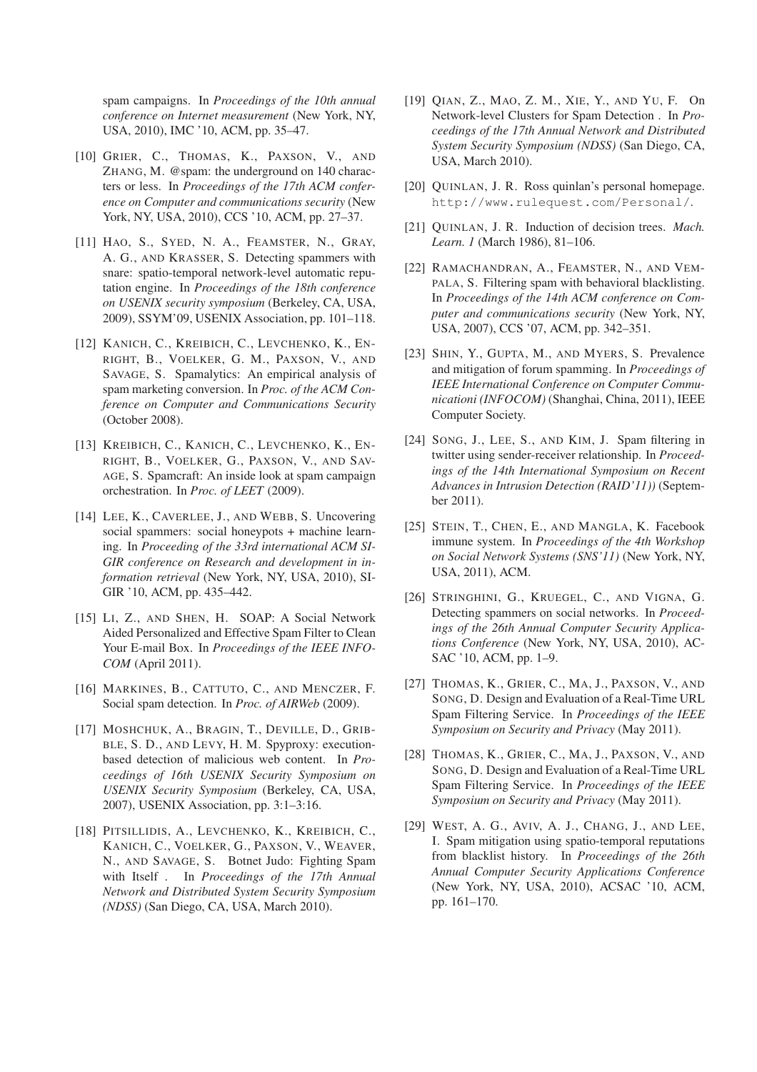spam campaigns. In *Proceedings of the 10th annual conference on Internet measurement* (New York, NY, USA, 2010), IMC '10, ACM, pp. 35–47.

[10] GRIER, C., THOMAS, K., PAXSON, V., AND ZHANG, M. @spam: the underground on 140 characters or less. In *Proceedings of the 17th ACM conference on Computer and communications security* (New York, NY, USA, 2010), CCS '10, ACM, pp. 27–37.

[11] HAO, S., SYED, N. A., FEAMSTER, N., GRAY, A. G., AND KRASSER, S. Detecting spammers with snare: spatio-temporal network-level automatic reputation engine. In *Proceedings of the 18th conference on USENIX security symposium* (Berkeley, CA, USA, 2009), SSYM'09, USENIX Association, pp. 101–118.

[12] KANICH, C., KREIBICH, C., LEVCHENKO, K., ENRIGHT, B., VOELKER, G. M., PAXSON, V., AND SAVAGE, S. Spamalytics: An empirical analysis of spam marketing conversion. In *Proc. of the ACM Conference on Computer and Communications Security* (October 2008).

[13] KREIBICH, C., KANICH, C., LEVCHENKO, K., ENRIGHT, B., VOELKER, G., PAXSON, V., AND SAVAGE, S. Spamcraft: An inside look at spam campaign orchestration. In *Proc. of LEET* (2009).

[14] LEE, K., CAVERLEE, J., AND WEBB, S. Uncovering social spammers: social honeypots + machine learning. In *Proceeding of the 33rd international ACM SIGIR conference on Research and development in information retrieval* (New York, NY, USA, 2010), SIGIR '10, ACM, pp. 435–442.

[15] LI, Z., AND SHEN, H. SOAP: A Social Network Aided Personalized and Effective Spam Filter to Clean Your E-mail Box. In *Proceedings of the IEEE INFOCOM* (April 2011).

[16] MARKINES, B., CATTUTO, C., AND MENCZER, F. Social spam detection. In *Proc. of AIRWeb* (2009).

[17] MOSHCHUK, A., BRAGIN, T., DEVILLE, D., GRIBBLE, S. D., AND LEVY, H. M. Spyproxy: execution-based detection of malicious web content. In *Proceedings of 16th USENIX Security Symposium on USENIX Security Symposium* (Berkeley, CA, USA, 2007), USENIX Association, pp. 3:1–3:16.

[18] PITSILLIDIS, A., LEVCHENKO, K., KREIBICH, C., KANICH, C., VOELKER, G., PAXSON, V., WEAVER, N., AND SAVAGE, S. Botnet Judo: Fighting Spam with Itself . In *Proceedings of the 17th Annual Network and Distributed System Security Symposium (NDSS)* (San Diego, CA, USA, March 2010).

[19] QIAN, Z., MAO, Z. M., XIE, Y., AND YU, F. On Network-level Clusters for Spam Detection . In *Proceedings of the 17th Annual Network and Distributed System Security Symposium (NDSS)* (San Diego, CA, USA, March 2010).

[20] QUINLAN, J. R. Ross quinlan's personal homepage. `http://www.rulequest.com/Personal/`.

[21] QUINLAN, J. R. Induction of decision trees. *Mach. Learn. 1* (March 1986), 81–106.

[22] RAMACHANDRAN, A., FEAMSTER, N., AND VEMPALA, S. Filtering spam with behavioral blacklisting. In *Proceedings of the 14th ACM conference on Computer and communications security* (New York, NY, USA, 2007), CCS '07, ACM, pp. 342–351.

[23] SHIN, Y., GUPTA, M., AND MYERS, S. Prevalence and mitigation of forum spamming. In *Proceedings of IEEE International Conference on Computer Communicationi (INFOCOM)* (Shanghai, China, 2011), IEEE Computer Society.

[24] SONG, J., LEE, S., AND KIM, J. Spam filtering in twitter using sender-receiver relationship. In *Proceedings of the 14th International Symposium on Recent Advances in Intrusion Detection (RAID'11))* (September 2011).

[25] STEIN, T., CHEN, E., AND MANGLA, K. Facebook immune system. In *Proceedings of the 4th Workshop on Social Network Systems (SNS'11)* (New York, NY, USA, 2011), ACM.

[26] STRINGHINI, G., KRUEGEL, C., AND VIGNA, G. Detecting spammers on social networks. In *Proceedings of the 26th Annual Computer Security Applications Conference* (New York, NY, USA, 2010), ACSAC '10, ACM, pp. 1–9.

[27] THOMAS, K., GRIER, C., MA, J., PAXSON, V., AND SONG, D. Design and Evaluation of a Real-Time URL Spam Filtering Service. In *Proceedings of the IEEE Symposium on Security and Privacy* (May 2011).

[28] THOMAS, K., GRIER, C., MA, J., PAXSON, V., AND SONG, D. Design and Evaluation of a Real-Time URL Spam Filtering Service. In *Proceedings of the IEEE Symposium on Security and Privacy* (May 2011).

[29] WEST, A. G., AVIV, A. J., CHANG, J., AND LEE, I. Spam mitigation using spatio-temporal reputations from blacklist history. In *Proceedings of the 26th Annual Computer Security Applications Conference* (New York, NY, USA, 2010), ACSAC '10, ACM, pp. 161–170.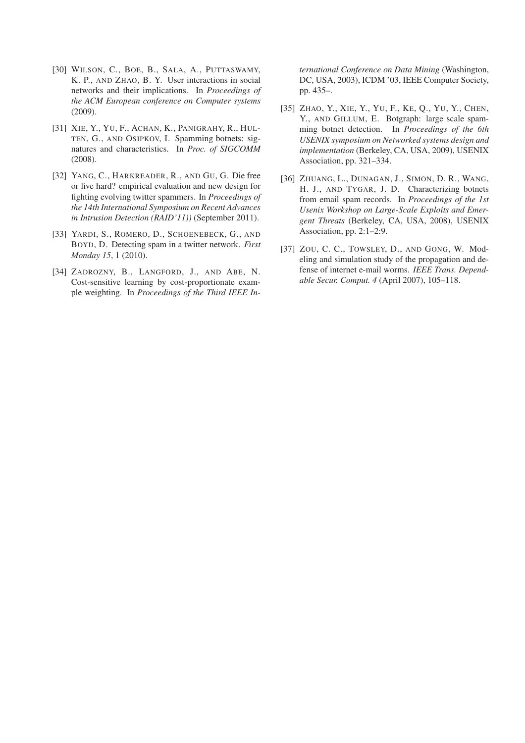[30] WILSON, C., BOE, B., SALA, A., PUTTASWAMY, K. P., AND ZHAO, B. Y. User interactions in social networks and their implications. In *Proceedings of the ACM European conference on Computer systems* (2009).

[31] XIE, Y., YU, F., ACHAN, K., PANIGRAHY, R., HULTEN, G., AND OSIPKOV, I. Spamming botnets: signatures and characteristics. In *Proc. of SIGCOMM* (2008).

[32] YANG, C., HARKREADER, R., AND GU, G. Die free or live hard? empirical evaluation and new design for fighting evolving twitter spammers. In *Proceedings of the 14th International Symposium on Recent Advances in Intrusion Detection (RAID'11))* (September 2011).

[33] YARDI, S., ROMERO, D., SCHOENEBECK, G., AND BOYD, D. Detecting spam in a twitter network. *First Monday 15*, 1 (2010).

[34] ZADROZNY, B., LANGFORD, J., AND ABE, N. Cost-sensitive learning by cost-proportionate example weighting. In *Proceedings of the Third IEEE International Conference on Data Mining* (Washington, DC, USA, 2003), ICDM '03, IEEE Computer Society, pp. 435–.

[35] ZHAO, Y., XIE, Y., YU, F., KE, Q., YU, Y., CHEN, Y., AND GILLUM, E. Botgraph: large scale spamming botnet detection. In *Proceedings of the 6th USENIX symposium on Networked systems design and implementation* (Berkeley, CA, USA, 2009), USENIX Association, pp. 321–334.

[36] ZHUANG, L., DUNAGAN, J., SIMON, D. R., WANG, H. J., AND TYGAR, J. D. Characterizing botnets from email spam records. In *Proceedings of the 1st Usenix Workshop on Large-Scale Exploits and Emergent Threats* (Berkeley, CA, USA, 2008), USENIX Association, pp. 2:1–2:9.

[37] ZOU, C. C., TOWSLEY, D., AND GONG, W. Modeling and simulation study of the propagation and defense of internet e-mail worms. *IEEE Trans. Dependable Secur. Comput. 4* (April 2007), 105–118.